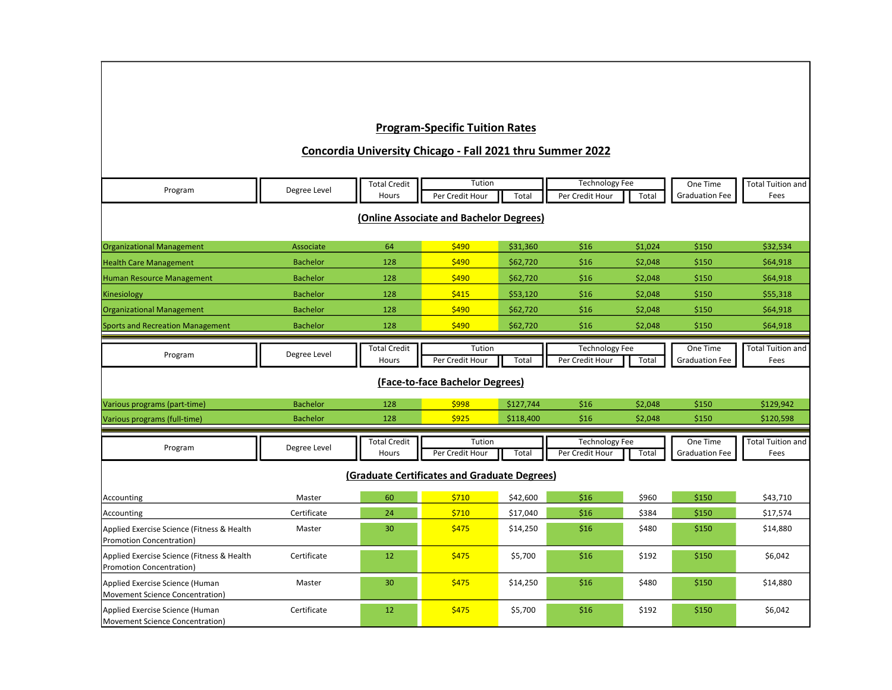## Program-Specific Tuition Rates

## Concordia University Chicago - Fall 2021 thru Summer 2022

| Program | Degree Level | Total Credit Hours | Tution | | Technology Fee | | One Time Graduation Fee | Total Tuition and Fees |
|---|---|---|---|---|---|---|---|---|
| | | | Per Credit Hour | Total | Per Credit Hour | Total | | |
| **(Online Associate and Bachelor Degrees)** | | | | | | | | |
| Organizational Management | Associate | 64 | $490 | $31,360 | $16 | $1,024 | $150 | $32,534 |
| Health Care Management | Bachelor | 128 | $490 | $62,720 | $16 | $2,048 | $150 | $64,918 |
| Human Resource Management | Bachelor | 128 | $490 | $62,720 | $16 | $2,048 | $150 | $64,918 |
| Kinesiology | Bachelor | 128 | $415 | $53,120 | $16 | $2,048 | $150 | $55,318 |
| Organizational Management | Bachelor | 128 | $490 | $62,720 | $16 | $2,048 | $150 | $64,918 |
| Sports and Recreation Management | Bachelor | 128 | $490 | $62,720 | $16 | $2,048 | $150 | $64,918 |

| Program | Degree Level | Total Credit Hours | Tution | | Technology Fee | | One Time Graduation Fee | Total Tuition and Fees |
|---|---|---|---|---|---|---|---|---|
| | | | Per Credit Hour | Total | Per Credit Hour | Total | | |
| **(Face-to-face Bachelor Degrees)** | | | | | | | | |
| Various programs (part-time) | Bachelor | 128 | $998 | $127,744 | $16 | $2,048 | $150 | $129,942 |
| Various programs (full-time) | Bachelor | 128 | $925 | $118,400 | $16 | $2,048 | $150 | $120,598 |

| Program | Degree Level | Total Credit Hours | Tution | | Technology Fee | | One Time Graduation Fee | Total Tuition and Fees |
|---|---|---|---|---|---|---|---|---|
| | | | Per Credit Hour | Total | Per Credit Hour | Total | | |
| **(Graduate Certificates and Graduate Degrees)** | | | | | | | | |
| Accounting | Master | 60 | $710 | $42,600 | $16 | $960 | $150 | $43,710 |
| Accounting | Certificate | 24 | $710 | $17,040 | $16 | $384 | $150 | $17,574 |
| Applied Exercise Science (Fitness & Health Promotion Concentration) | Master | 30 | $475 | $14,250 | $16 | $480 | $150 | $14,880 |
| Applied Exercise Science (Fitness & Health Promotion Concentration) | Certificate | 12 | $475 | $5,700 | $16 | $192 | $150 | $6,042 |
| Applied Exercise Science (Human Movement Science Concentration) | Master | 30 | $475 | $14,250 | $16 | $480 | $150 | $14,880 |
| Applied Exercise Science (Human Movement Science Concentration) | Certificate | 12 | $475 | $5,700 | $16 | $192 | $150 | $6,042 |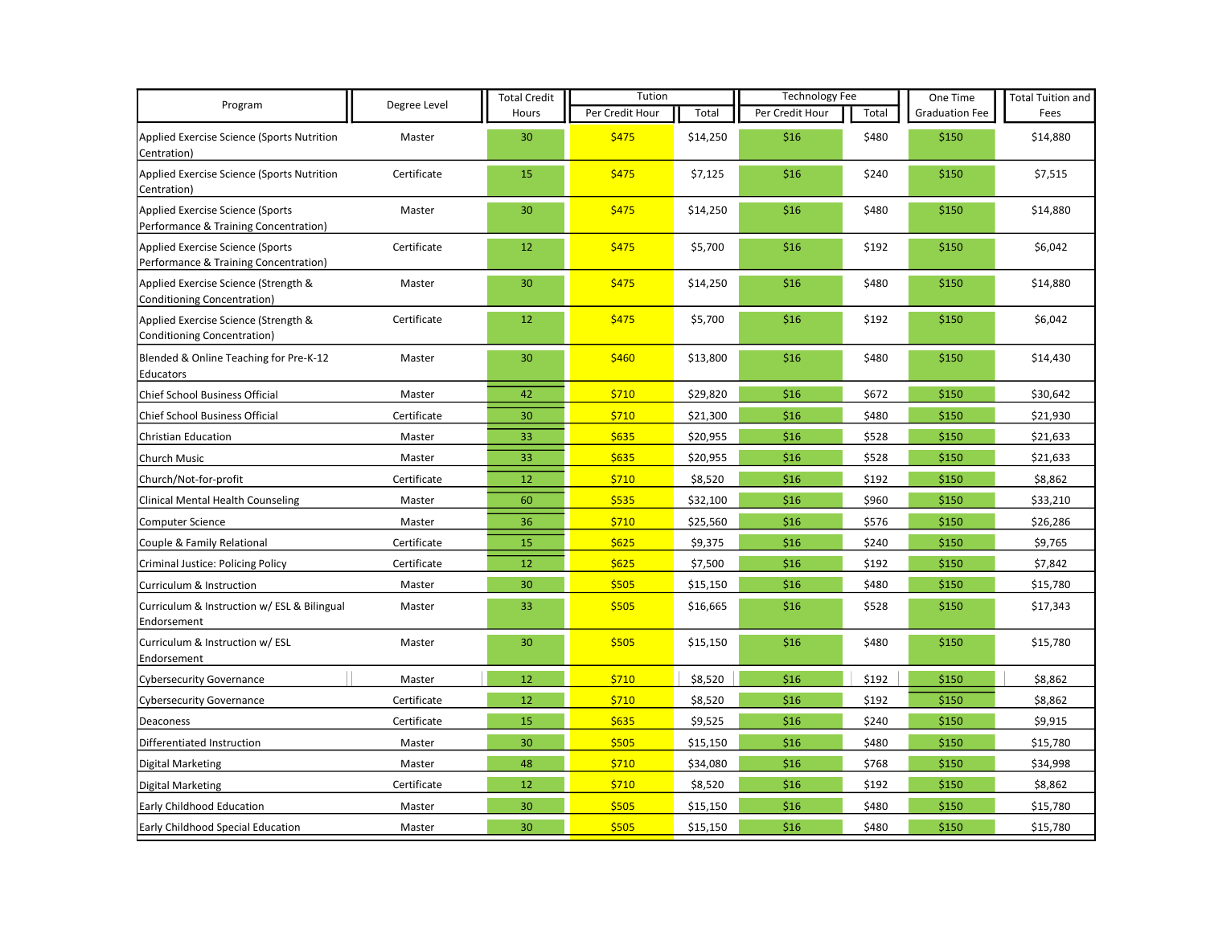| Program | Degree Level | Total Credit Hours | Tution | | Technology Fee | | One Time Graduation Fee | Total Tuition and Fees |
|---|---|---|---|---|---|---|---|---|
| | | | Per Credit Hour | Total | Per Credit Hour | Total | | |
| Applied Exercise Science (Sports Nutrition Centration) | Master | 30 | $475 | $14,250 | $16 | $480 | $150 | $14,880 |
| Applied Exercise Science (Sports Nutrition Centration) | Certificate | 15 | $475 | $7,125 | $16 | $240 | $150 | $7,515 |
| Applied Exercise Science (Sports Performance & Training Concentration) | Master | 30 | $475 | $14,250 | $16 | $480 | $150 | $14,880 |
| Applied Exercise Science (Sports Performance & Training Concentration) | Certificate | 12 | $475 | $5,700 | $16 | $192 | $150 | $6,042 |
| Applied Exercise Science (Strength & Conditioning Concentration) | Master | 30 | $475 | $14,250 | $16 | $480 | $150 | $14,880 |
| Applied Exercise Science (Strength & Conditioning Concentration) | Certificate | 12 | $475 | $5,700 | $16 | $192 | $150 | $6,042 |
| Blended & Online Teaching for Pre-K-12 Educators | Master | 30 | $460 | $13,800 | $16 | $480 | $150 | $14,430 |
| Chief School Business Official | Master | 42 | $710 | $29,820 | $16 | $672 | $150 | $30,642 |
| Chief School Business Official | Certificate | 30 | $710 | $21,300 | $16 | $480 | $150 | $21,930 |
| Christian Education | Master | 33 | $635 | $20,955 | $16 | $528 | $150 | $21,633 |
| Church Music | Master | 33 | $635 | $20,955 | $16 | $528 | $150 | $21,633 |
| Church/Not-for-profit | Certificate | 12 | $710 | $8,520 | $16 | $192 | $150 | $8,862 |
| Clinical Mental Health Counseling | Master | 60 | $535 | $32,100 | $16 | $960 | $150 | $33,210 |
| Computer Science | Master | 36 | $710 | $25,560 | $16 | $576 | $150 | $26,286 |
| Couple & Family Relational | Certificate | 15 | $625 | $9,375 | $16 | $240 | $150 | $9,765 |
| Criminal Justice: Policing Policy | Certificate | 12 | $625 | $7,500 | $16 | $192 | $150 | $7,842 |
| Curriculum & Instruction | Master | 30 | $505 | $15,150 | $16 | $480 | $150 | $15,780 |
| Curriculum & Instruction w/ ESL & Bilingual Endorsement | Master | 33 | $505 | $16,665 | $16 | $528 | $150 | $17,343 |
| Curriculum & Instruction w/ ESL Endorsement | Master | 30 | $505 | $15,150 | $16 | $480 | $150 | $15,780 |
| Cybersecurity Governance | Master | 12 | $710 | $8,520 | $16 | $192 | $150 | $8,862 |
| Cybersecurity Governance | Certificate | 12 | $710 | $8,520 | $16 | $192 | $150 | $8,862 |
| Deaconess | Certificate | 15 | $635 | $9,525 | $16 | $240 | $150 | $9,915 |
| Differentiated Instruction | Master | 30 | $505 | $15,150 | $16 | $480 | $150 | $15,780 |
| Digital Marketing | Master | 48 | $710 | $34,080 | $16 | $768 | $150 | $34,998 |
| Digital Marketing | Certificate | 12 | $710 | $8,520 | $16 | $192 | $150 | $8,862 |
| Early Childhood Education | Master | 30 | $505 | $15,150 | $16 | $480 | $150 | $15,780 |
| Early Childhood Special Education | Master | 30 | $505 | $15,150 | $16 | $480 | $150 | $15,780 |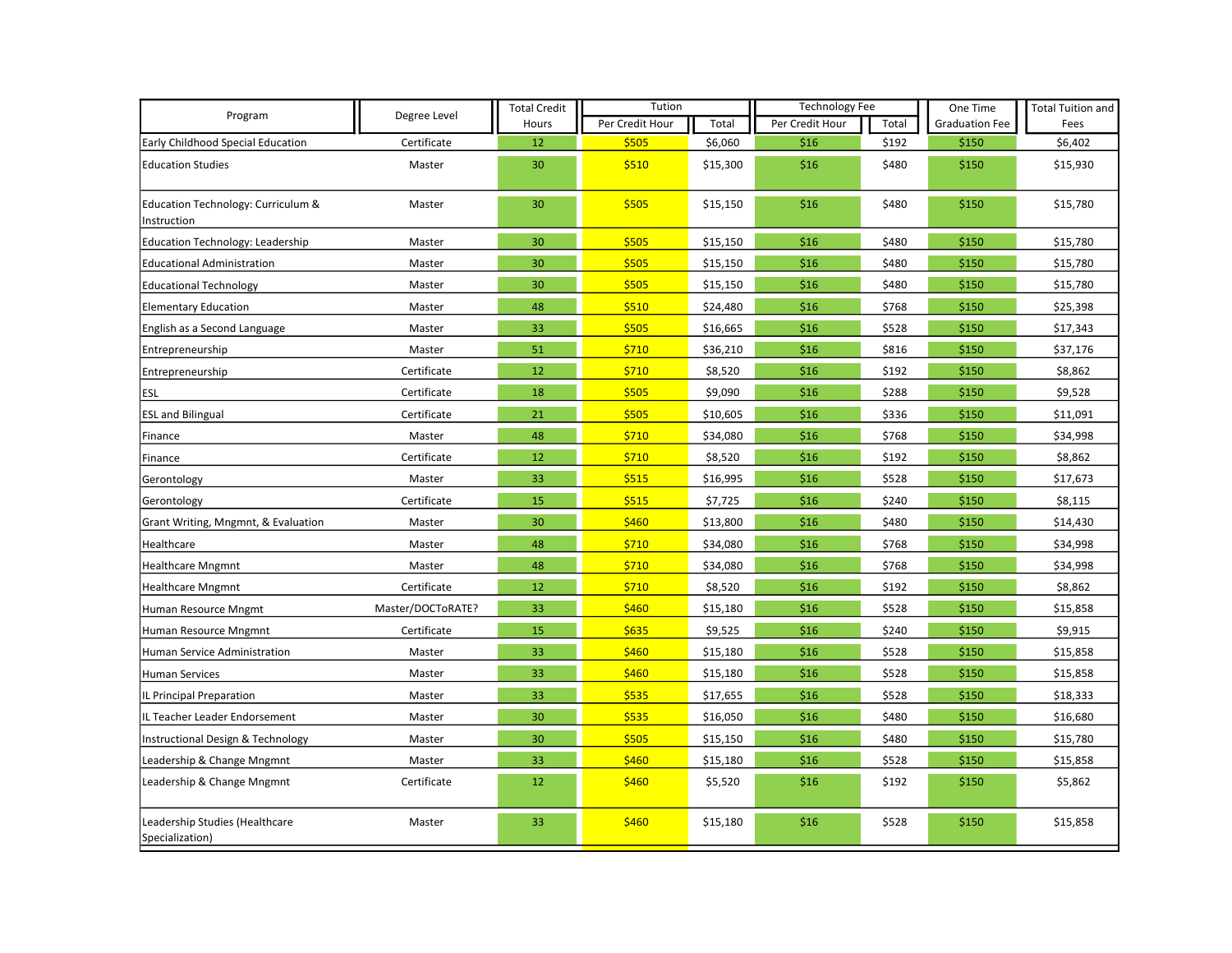| Program | Degree Level | Total Credit Hours | Tution | | Technology Fee | | One Time Graduation Fee | Total Tuition and Fees |
|---|---|---|---|---|---|---|---|---|
| | | | Per Credit Hour | Total | Per Credit Hour | Total | | |
| Early Childhood Special Education | Certificate | 12 | $505 | $6,060 | $16 | $192 | $150 | $6,402 |
| Education Studies | Master | 30 | $510 | $15,300 | $16 | $480 | $150 | $15,930 |
| Education Technology: Curriculum & Instruction | Master | 30 | $505 | $15,150 | $16 | $480 | $150 | $15,780 |
| Education Technology: Leadership | Master | 30 | $505 | $15,150 | $16 | $480 | $150 | $15,780 |
| Educational Administration | Master | 30 | $505 | $15,150 | $16 | $480 | $150 | $15,780 |
| Educational Technology | Master | 30 | $505 | $15,150 | $16 | $480 | $150 | $15,780 |
| Elementary Education | Master | 48 | $510 | $24,480 | $16 | $768 | $150 | $25,398 |
| English as a Second Language | Master | 33 | $505 | $16,665 | $16 | $528 | $150 | $17,343 |
| Entrepreneurship | Master | 51 | $710 | $36,210 | $16 | $816 | $150 | $37,176 |
| Entrepreneurship | Certificate | 12 | $710 | $8,520 | $16 | $192 | $150 | $8,862 |
| ESL | Certificate | 18 | $505 | $9,090 | $16 | $288 | $150 | $9,528 |
| ESL and Bilingual | Certificate | 21 | $505 | $10,605 | $16 | $336 | $150 | $11,091 |
| Finance | Master | 48 | $710 | $34,080 | $16 | $768 | $150 | $34,998 |
| Finance | Certificate | 12 | $710 | $8,520 | $16 | $192 | $150 | $8,862 |
| Gerontology | Master | 33 | $515 | $16,995 | $16 | $528 | $150 | $17,673 |
| Gerontology | Certificate | 15 | $515 | $7,725 | $16 | $240 | $150 | $8,115 |
| Grant Writing, Mngmnt, & Evaluation | Master | 30 | $460 | $13,800 | $16 | $480 | $150 | $14,430 |
| Healthcare | Master | 48 | $710 | $34,080 | $16 | $768 | $150 | $34,998 |
| Healthcare Mngmnt | Master | 48 | $710 | $34,080 | $16 | $768 | $150 | $34,998 |
| Healthcare Mngmnt | Certificate | 12 | $710 | $8,520 | $16 | $192 | $150 | $8,862 |
| Human Resource Mngmt | Master/DOCToRATE? | 33 | $460 | $15,180 | $16 | $528 | $150 | $15,858 |
| Human Resource Mngmnt | Certificate | 15 | $635 | $9,525 | $16 | $240 | $150 | $9,915 |
| Human Service Administration | Master | 33 | $460 | $15,180 | $16 | $528 | $150 | $15,858 |
| Human Services | Master | 33 | $460 | $15,180 | $16 | $528 | $150 | $15,858 |
| IL Principal Preparation | Master | 33 | $535 | $17,655 | $16 | $528 | $150 | $18,333 |
| IL Teacher Leader Endorsement | Master | 30 | $535 | $16,050 | $16 | $480 | $150 | $16,680 |
| Instructional Design & Technology | Master | 30 | $505 | $15,150 | $16 | $480 | $150 | $15,780 |
| Leadership & Change Mngmnt | Master | 33 | $460 | $15,180 | $16 | $528 | $150 | $15,858 |
| Leadership & Change Mngmnt | Certificate | 12 | $460 | $5,520 | $16 | $192 | $150 | $5,862 |
| Leadership Studies (Healthcare Specialization) | Master | 33 | $460 | $15,180 | $16 | $528 | $150 | $15,858 |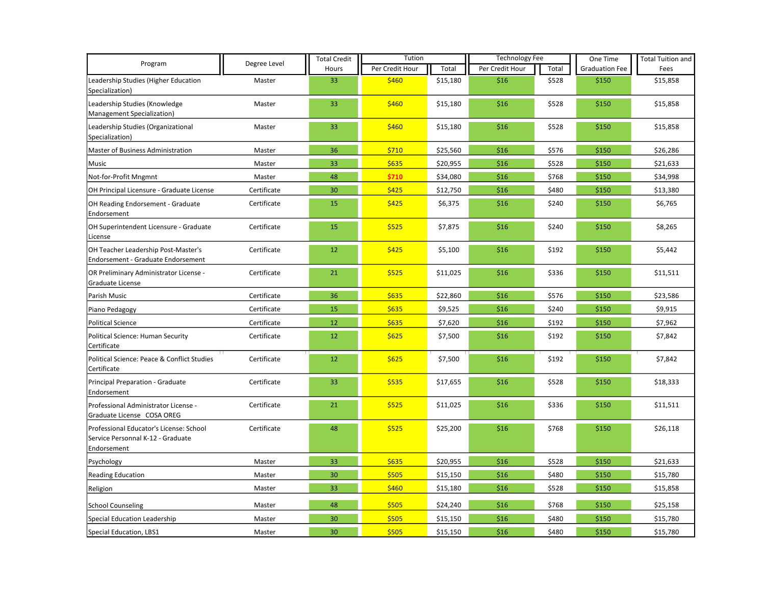| Program | Degree Level | Total Credit Hours | Tution | | Technology Fee | | One Time Graduation Fee | Total Tuition and Fees |
|---|---|---|---|---|---|---|---|---|
| | | | Per Credit Hour | Total | Per Credit Hour | Total | | |
| Leadership Studies (Higher Education Specialization) | Master | 33 | $460 | $15,180 | $16 | $528 | $150 | $15,858 |
| Leadership Studies (Knowledge Management Specialization) | Master | 33 | $460 | $15,180 | $16 | $528 | $150 | $15,858 |
| Leadership Studies (Organizational Specialization) | Master | 33 | $460 | $15,180 | $16 | $528 | $150 | $15,858 |
| Master of Business Administration | Master | 36 | $710 | $25,560 | $16 | $576 | $150 | $26,286 |
| Music | Master | 33 | $635 | $20,955 | $16 | $528 | $150 | $21,633 |
| Not-for-Profit Mngmnt | Master | 48 | $710 | $34,080 | $16 | $768 | $150 | $34,998 |
| OH Principal Licensure - Graduate License | Certificate | 30 | $425 | $12,750 | $16 | $480 | $150 | $13,380 |
| OH Reading Endorsement - Graduate Endorsement | Certificate | 15 | $425 | $6,375 | $16 | $240 | $150 | $6,765 |
| OH Superintendent Licensure - Graduate License | Certificate | 15 | $525 | $7,875 | $16 | $240 | $150 | $8,265 |
| OH Teacher Leadership Post-Master's Endorsement - Graduate Endorsement | Certificate | 12 | $425 | $5,100 | $16 | $192 | $150 | $5,442 |
| OR Preliminary Administrator License - Graduate License | Certificate | 21 | $525 | $11,025 | $16 | $336 | $150 | $11,511 |
| Parish Music | Certificate | 36 | $635 | $22,860 | $16 | $576 | $150 | $23,586 |
| Piano Pedagogy | Certificate | 15 | $635 | $9,525 | $16 | $240 | $150 | $9,915 |
| Political Science | Certificate | 12 | $635 | $7,620 | $16 | $192 | $150 | $7,962 |
| Political Science: Human Security Certificate | Certificate | 12 | $625 | $7,500 | $16 | $192 | $150 | $7,842 |
| Political Science: Peace & Conflict Studies Certificate | Certificate | 12 | $625 | $7,500 | $16 | $192 | $150 | $7,842 |
| Principal Preparation - Graduate Endorsement | Certificate | 33 | $535 | $17,655 | $16 | $528 | $150 | $18,333 |
| Professional Administrator License - Graduate License COSA OREG | Certificate | 21 | $525 | $11,025 | $16 | $336 | $150 | $11,511 |
| Professional Educator's License: School Service Personnal K-12 - Graduate Endorsement | Certificate | 48 | $525 | $25,200 | $16 | $768 | $150 | $26,118 |
| Psychology | Master | 33 | $635 | $20,955 | $16 | $528 | $150 | $21,633 |
| Reading Education | Master | 30 | $505 | $15,150 | $16 | $480 | $150 | $15,780 |
| Religion | Master | 33 | $460 | $15,180 | $16 | $528 | $150 | $15,858 |
| School Counseling | Master | 48 | $505 | $24,240 | $16 | $768 | $150 | $25,158 |
| Special Education Leadership | Master | 30 | $505 | $15,150 | $16 | $480 | $150 | $15,780 |
| Special Education, LBS1 | Master | 30 | $505 | $15,150 | $16 | $480 | $150 | $15,780 |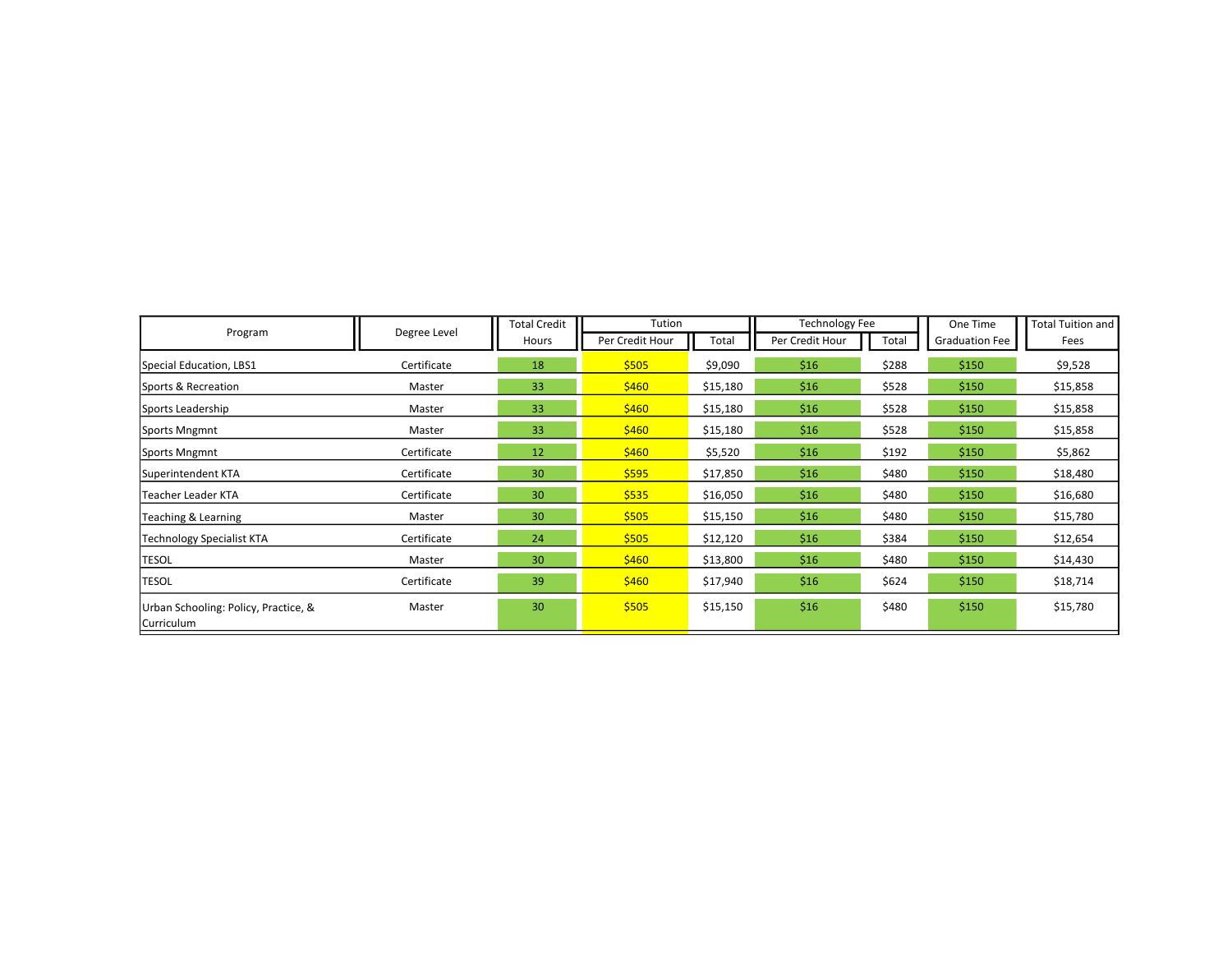| Program | Degree Level | Total Credit Hours | Tution | | Technology Fee | | One Time Graduation Fee | Total Tuition and Fees |
|---|---|---|---|---|---|---|---|---|
| | | | Per Credit Hour | Total | Per Credit Hour | Total | | |
| Special Education, LBS1 | Certificate | 18 | $505 | $9,090 | $16 | $288 | $150 | $9,528 |
| Sports & Recreation | Master | 33 | $460 | $15,180 | $16 | $528 | $150 | $15,858 |
| Sports Leadership | Master | 33 | $460 | $15,180 | $16 | $528 | $150 | $15,858 |
| Sports Mngmnt | Master | 33 | $460 | $15,180 | $16 | $528 | $150 | $15,858 |
| Sports Mngmnt | Certificate | 12 | $460 | $5,520 | $16 | $192 | $150 | $5,862 |
| Superintendent KTA | Certificate | 30 | $595 | $17,850 | $16 | $480 | $150 | $18,480 |
| Teacher Leader KTA | Certificate | 30 | $535 | $16,050 | $16 | $480 | $150 | $16,680 |
| Teaching & Learning | Master | 30 | $505 | $15,150 | $16 | $480 | $150 | $15,780 |
| Technology Specialist KTA | Certificate | 24 | $505 | $12,120 | $16 | $384 | $150 | $12,654 |
| TESOL | Master | 30 | $460 | $13,800 | $16 | $480 | $150 | $14,430 |
| TESOL | Certificate | 39 | $460 | $17,940 | $16 | $624 | $150 | $18,714 |
| Urban Schooling: Policy, Practice, & Curriculum | Master | 30 | $505 | $15,150 | $16 | $480 | $150 | $15,780 |